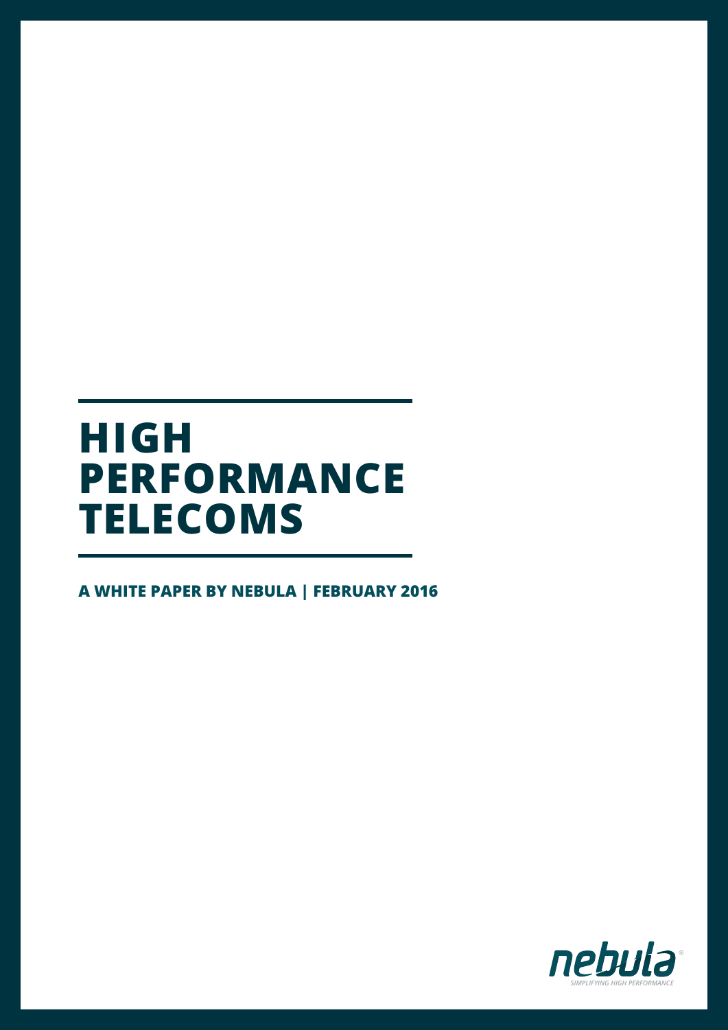# HIGH PERFORMANCE TELECOMS

**A WHITE PAPER BY NEBULA | FEBRUARY 2016**

nebula

*SIMPLIFYING HIGH PERFORMANCE*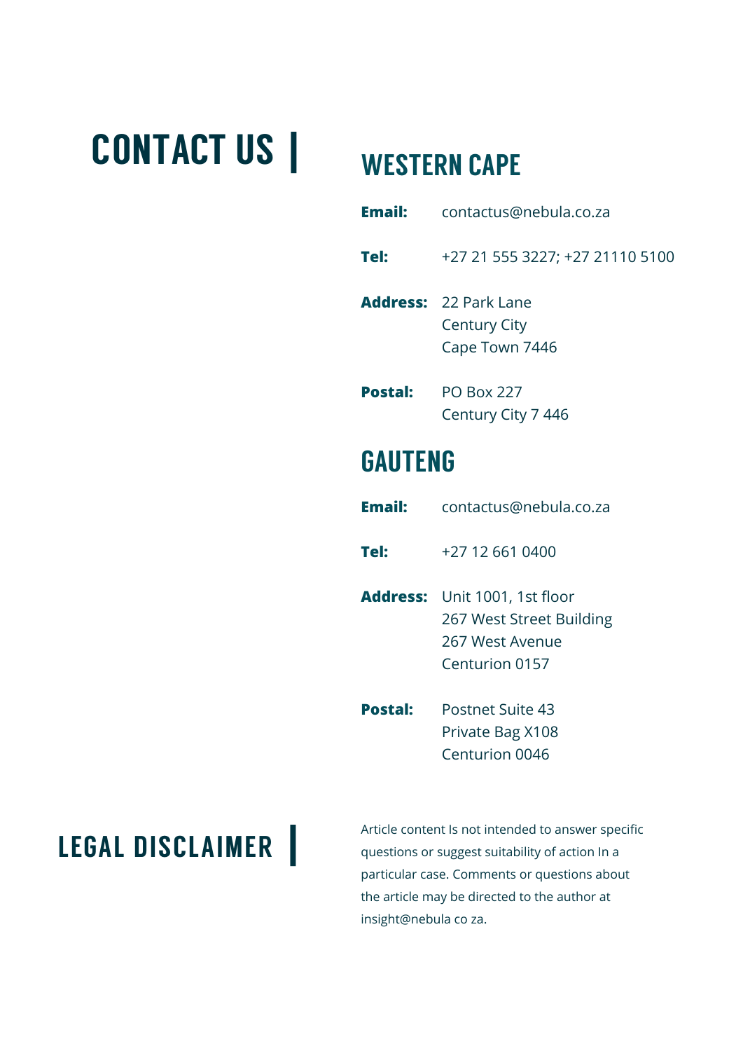# CONTACT US |

## WESTERN CAPE

**Email:** contactus@nebula.co.za

**Tel:** +27 21 555 3227; +27 21110 5100

**Address:** 22 Park Lane
Century City
Cape Town 7446

**Postal:** PO Box 227
Century City 7 446

## GAUTENG

**Email:** contactus@nebula.co.za

**Tel:** +27 12 661 0400

**Address:** Unit 1001, 1st floor
267 West Street Building
267 West Avenue
Centurion 0157

**Postal:** Postnet Suite 43
Private Bag X108
Centurion 0046

# LEGAL DISCLAIMER |

Article content Is not intended to answer specific questions or suggest suitability of action In a particular case. Comments or questions about the article may be directed to the author at insight@nebula co za.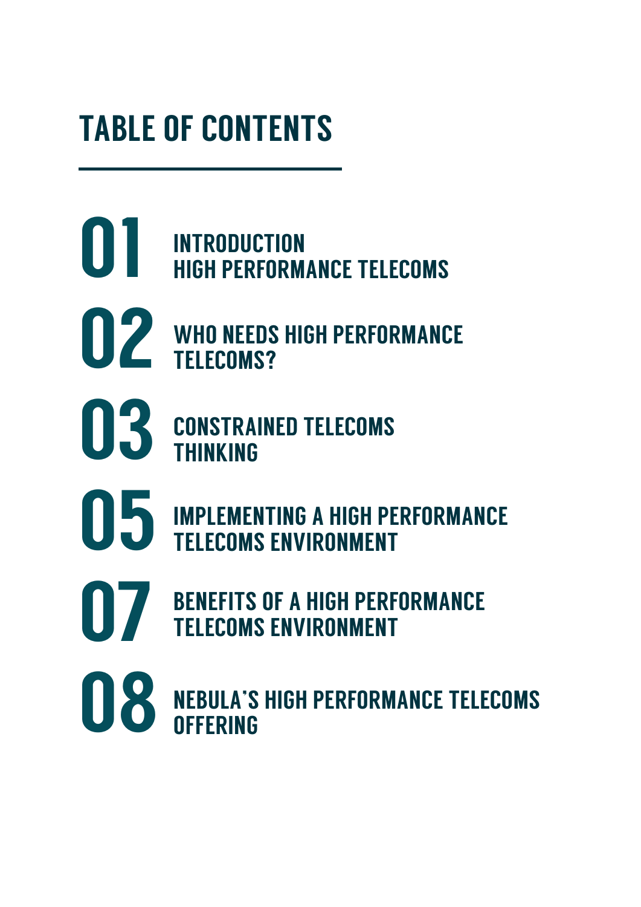# TABLE OF CONTENTS

01 INTRODUCTION
HIGH PERFORMANCE TELECOMS

02 WHO NEEDS HIGH PERFORMANCE TELECOMS?

03 CONSTRAINED TELECOMS THINKING

05 IMPLEMENTING A HIGH PERFORMANCE TELECOMS ENVIRONMENT

07 BENEFITS OF A HIGH PERFORMANCE TELECOMS ENVIRONMENT

08 NEBULA'S HIGH PERFORMANCE TELECOMS OFFERING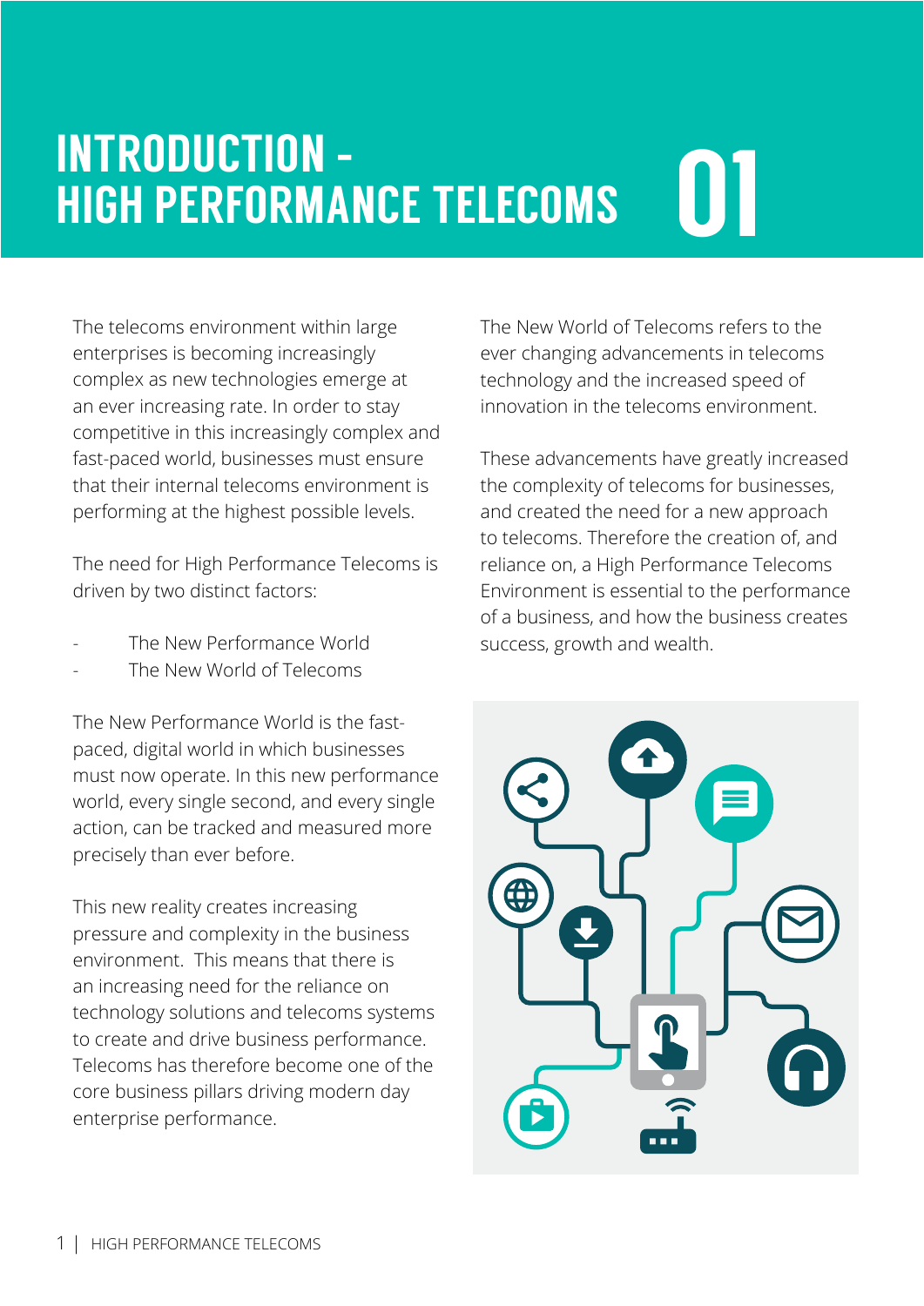# INTRODUCTION - HIGH PERFORMANCE TELECOMS 01

The telecoms environment within large enterprises is becoming increasingly complex as new technologies emerge at an ever increasing rate. In order to stay competitive in this increasingly complex and fast-paced world, businesses must ensure that their internal telecoms environment is performing at the highest possible levels.

The need for High Performance Telecoms is driven by two distinct factors:

- The New Performance World
- The New World of Telecoms

The New Performance World is the fast-paced, digital world in which businesses must now operate. In this new performance world, every single second, and every single action, can be tracked and measured more precisely than ever before.

This new reality creates increasing pressure and complexity in the business environment. This means that there is an increasing need for the reliance on technology solutions and telecoms systems to create and drive business performance. Telecoms has therefore become one of the core business pillars driving modern day enterprise performance.

The New World of Telecoms refers to the ever changing advancements in telecoms technology and the increased speed of innovation in the telecoms environment.

These advancements have greatly increased the complexity of telecoms for businesses, and created the need for a new approach to telecoms. Therefore the creation of, and reliance on, a High Performance Telecoms Environment is essential to the performance of a business, and how the business creates success, growth and wealth.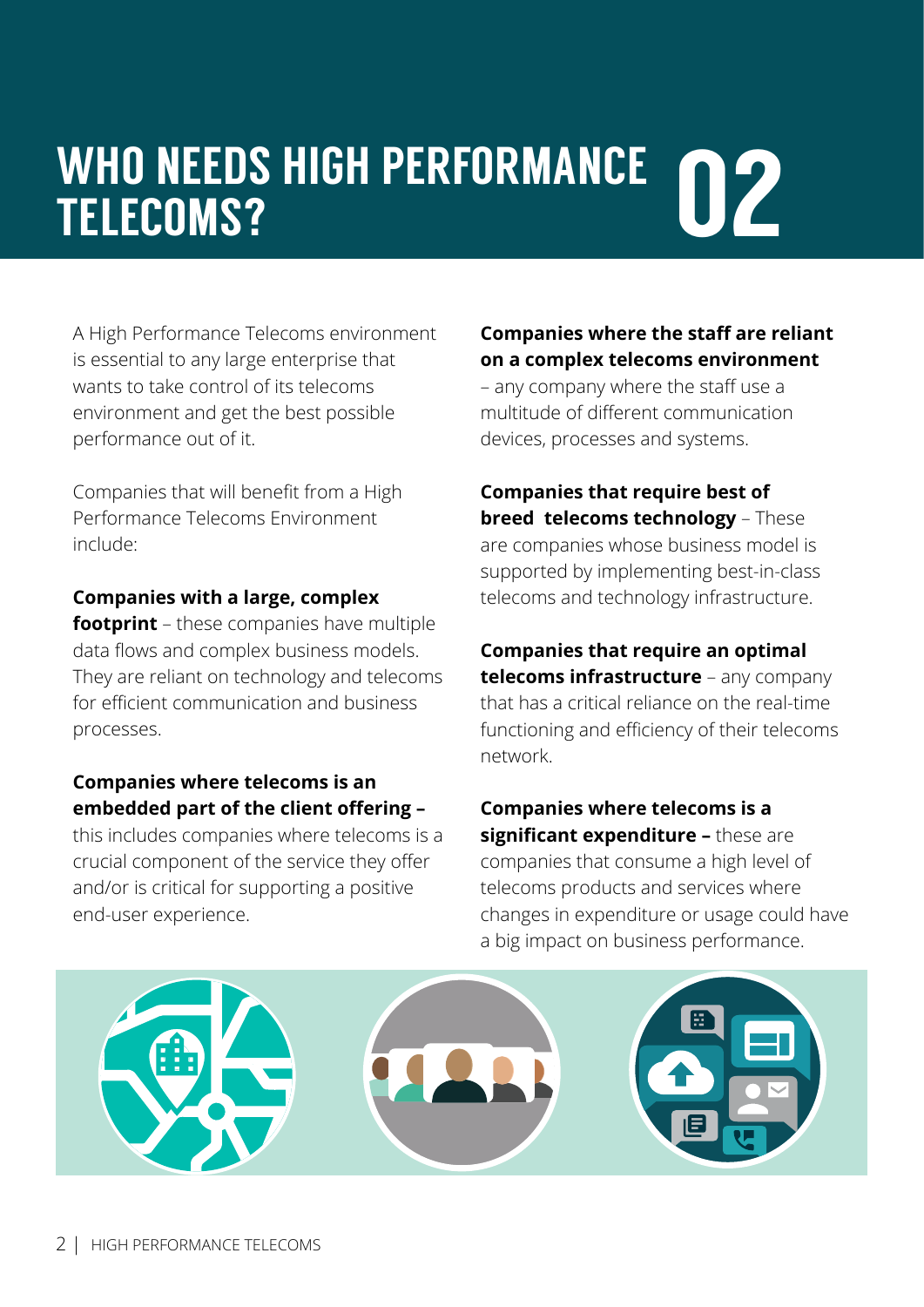# WHO NEEDS HIGH PERFORMANCE TELECOMS? 02

A High Performance Telecoms environment is essential to any large enterprise that wants to take control of its telecoms environment and get the best possible performance out of it.

Companies that will benefit from a High Performance Telecoms Environment include:

**Companies with a large, complex footprint** – these companies have multiple data flows and complex business models. They are reliant on technology and telecoms for efficient communication and business processes.

**Companies where telecoms is an embedded part of the client offering –** this includes companies where telecoms is a crucial component of the service they offer and/or is critical for supporting a positive end-user experience.

**Companies where the staff are reliant on a complex telecoms environment** – any company where the staff use a multitude of different communication devices, processes and systems.

**Companies that require best of breed telecoms technology** – These are companies whose business model is supported by implementing best-in-class telecoms and technology infrastructure.

**Companies that require an optimal telecoms infrastructure** – any company that has a critical reliance on the real-time functioning and efficiency of their telecoms network.

**Companies where telecoms is a significant expenditure –** these are companies that consume a high level of telecoms products and services where changes in expenditure or usage could have a big impact on business performance.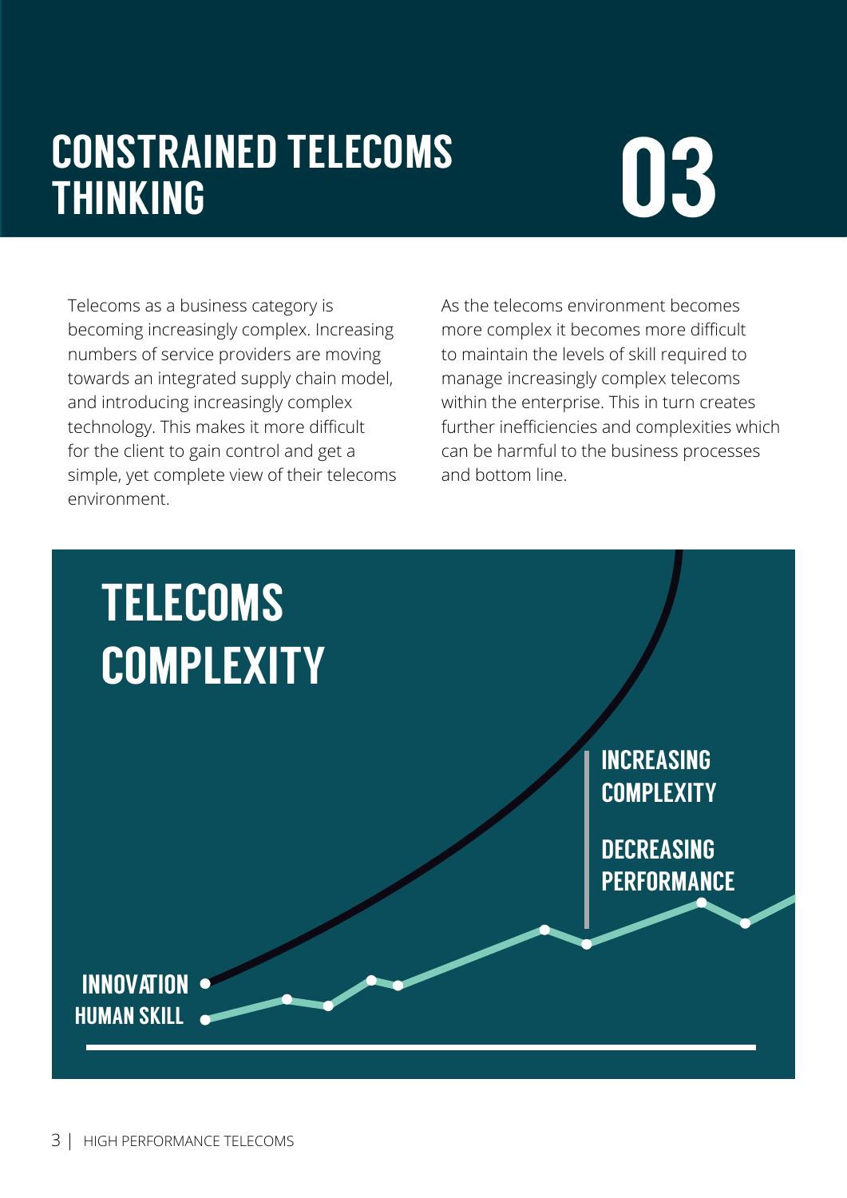# CONSTRAINED TELECOMS THINKING 03

Telecoms as a business category is becoming increasingly complex. Increasing numbers of service providers are moving towards an integrated supply chain model, and introducing increasingly complex technology. This makes it more difficult for the client to gain control and get a simple, yet complete view of their telecoms environment.

As the telecoms environment becomes more complex it becomes more difficult to maintain the levels of skill required to manage increasingly complex telecoms within the enterprise. This in turn creates further inefficiencies and complexities which can be harmful to the business processes and bottom line.

## TELECOMS COMPLEXITY

INCREASING COMPLEXITY

DECREASING PERFORMANCE

INNOVATION

HUMAN SKILL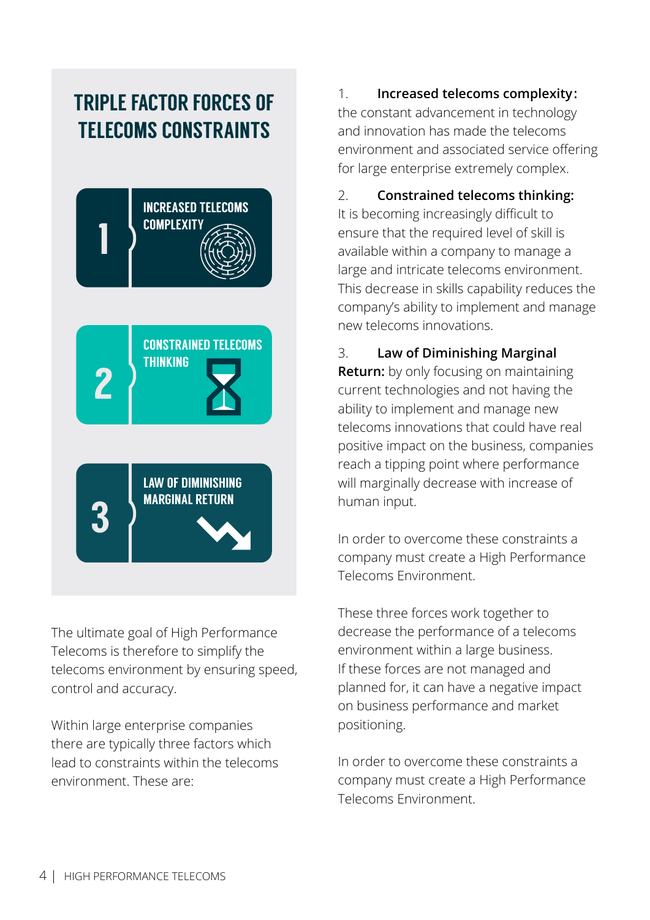## TRIPLE FACTOR FORCES OF TELECOMS CONSTRAINTS

1 INCREASED TELECOMS COMPLEXITY

2 CONSTRAINED TELECOMS THINKING

3 LAW OF DIMINISHING MARGINAL RETURN

The ultimate goal of High Performance Telecoms is therefore to simplify the telecoms environment by ensuring speed, control and accuracy.

Within large enterprise companies there are typically three factors which lead to constraints within the telecoms environment. These are:

1. **Increased telecoms complexity:** the constant advancement in technology and innovation has made the telecoms environment and associated service offering for large enterprise extremely complex.

2. **Constrained telecoms thinking:** It is becoming increasingly difficult to ensure that the required level of skill is available within a company to manage a large and intricate telecoms environment. This decrease in skills capability reduces the company's ability to implement and manage new telecoms innovations.

3. **Law of Diminishing Marginal Return:** by only focusing on maintaining current technologies and not having the ability to implement and manage new telecoms innovations that could have real positive impact on the business, companies reach a tipping point where performance will marginally decrease with increase of human input.

In order to overcome these constraints a company must create a High Performance Telecoms Environment.

These three forces work together to decrease the performance of a telecoms environment within a large business. If these forces are not managed and planned for, it can have a negative impact on business performance and market positioning.

In order to overcome these constraints a company must create a High Performance Telecoms Environment.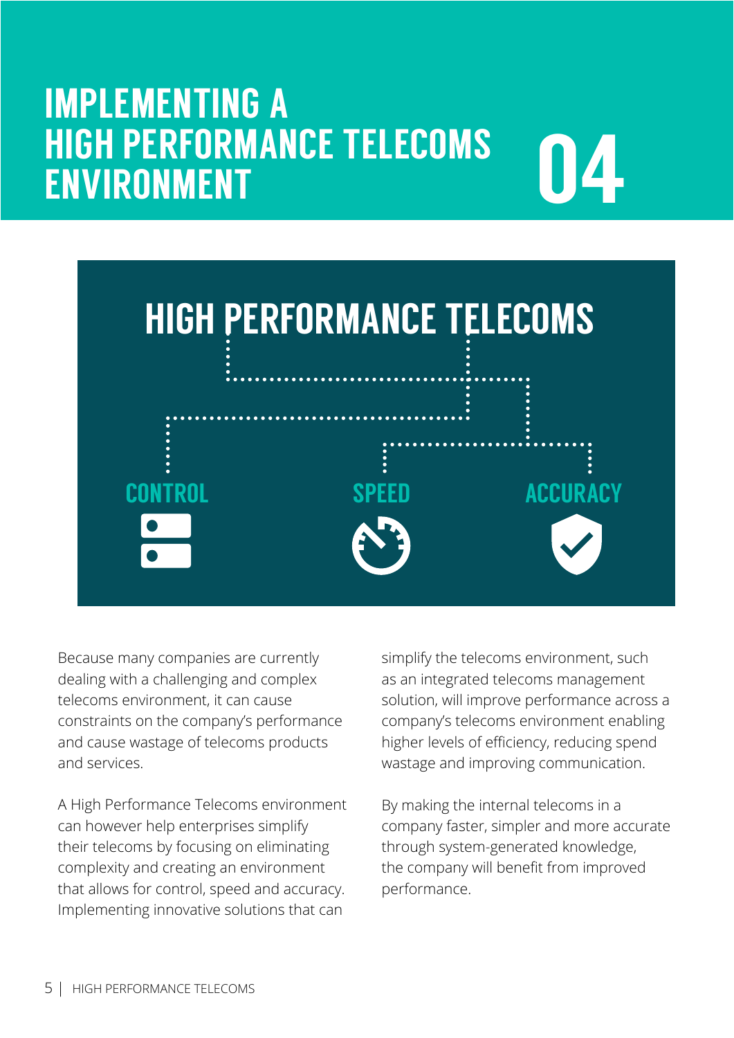# IMPLEMENTING A HIGH PERFORMANCE TELECOMS ENVIRONMENT 04

## HIGH PERFORMANCE TELECOMS

CONTROL

SPEED

ACCURACY

Because many companies are currently dealing with a challenging and complex telecoms environment, it can cause constraints on the company's performance and cause wastage of telecoms products and services.

A High Performance Telecoms environment can however help enterprises simplify their telecoms by focusing on eliminating complexity and creating an environment that allows for control, speed and accuracy. Implementing innovative solutions that can simplify the telecoms environment, such as an integrated telecoms management solution, will improve performance across a company's telecoms environment enabling higher levels of efficiency, reducing spend wastage and improving communication.

By making the internal telecoms in a company faster, simpler and more accurate through system-generated knowledge, the company will benefit from improved performance.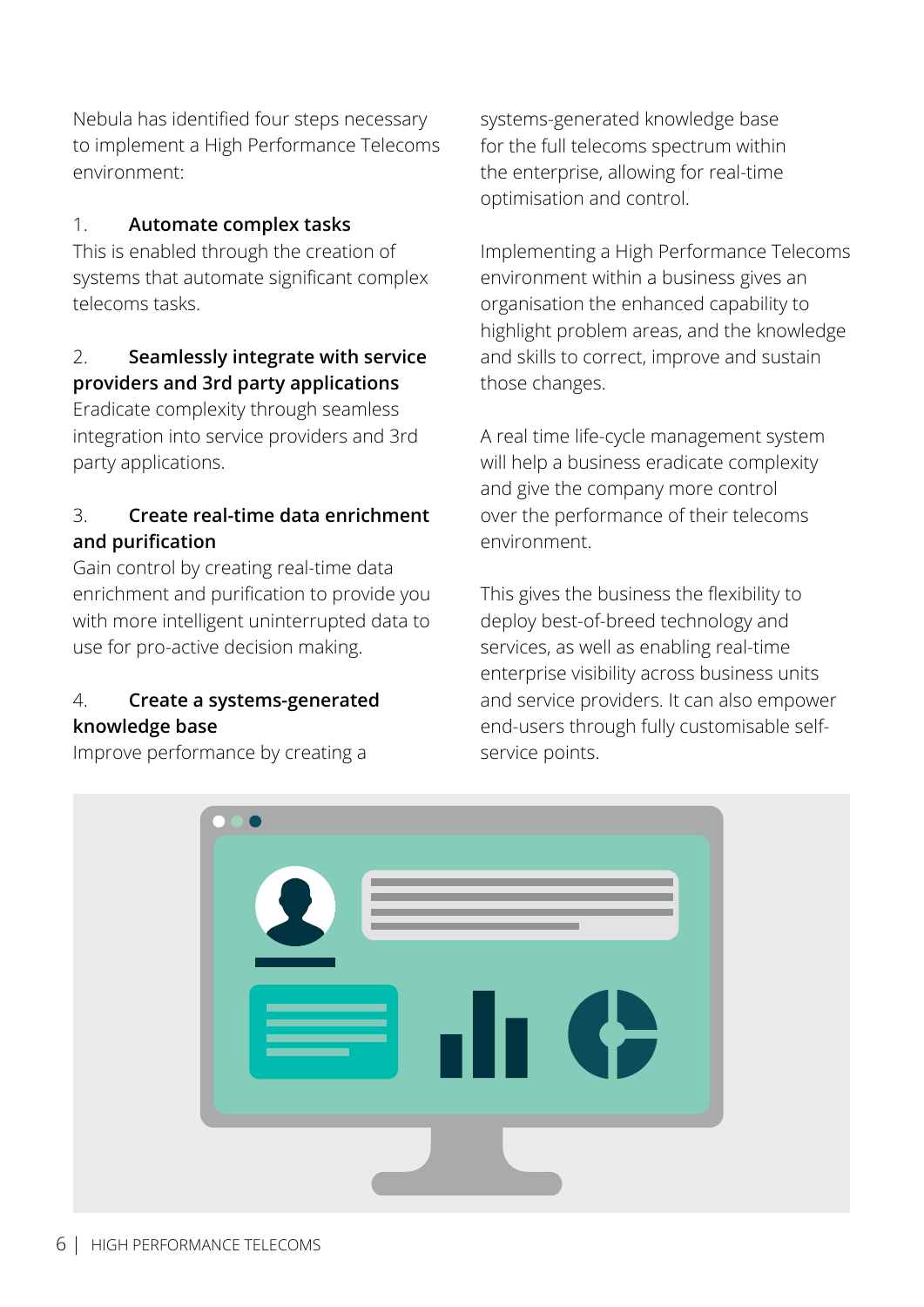Nebula has identified four steps necessary to implement a High Performance Telecoms environment:

1. **Automate complex tasks**
This is enabled through the creation of systems that automate significant complex telecoms tasks.

2. **Seamlessly integrate with service providers and 3rd party applications**
Eradicate complexity through seamless integration into service providers and 3rd party applications.

3. **Create real-time data enrichment and purification**
Gain control by creating real-time data enrichment and purification to provide you with more intelligent uninterrupted data to use for pro-active decision making.

4. **Create a systems-generated knowledge base**
Improve performance by creating a systems-generated knowledge base for the full telecoms spectrum within the enterprise, allowing for real-time optimisation and control.

Implementing a High Performance Telecoms environment within a business gives an organisation the enhanced capability to highlight problem areas, and the knowledge and skills to correct, improve and sustain those changes.

A real time life-cycle management system will help a business eradicate complexity and give the company more control over the performance of their telecoms environment.

This gives the business the flexibility to deploy best-of-breed technology and services, as well as enabling real-time enterprise visibility across business units and service providers. It can also empower end-users through fully customisable self-service points.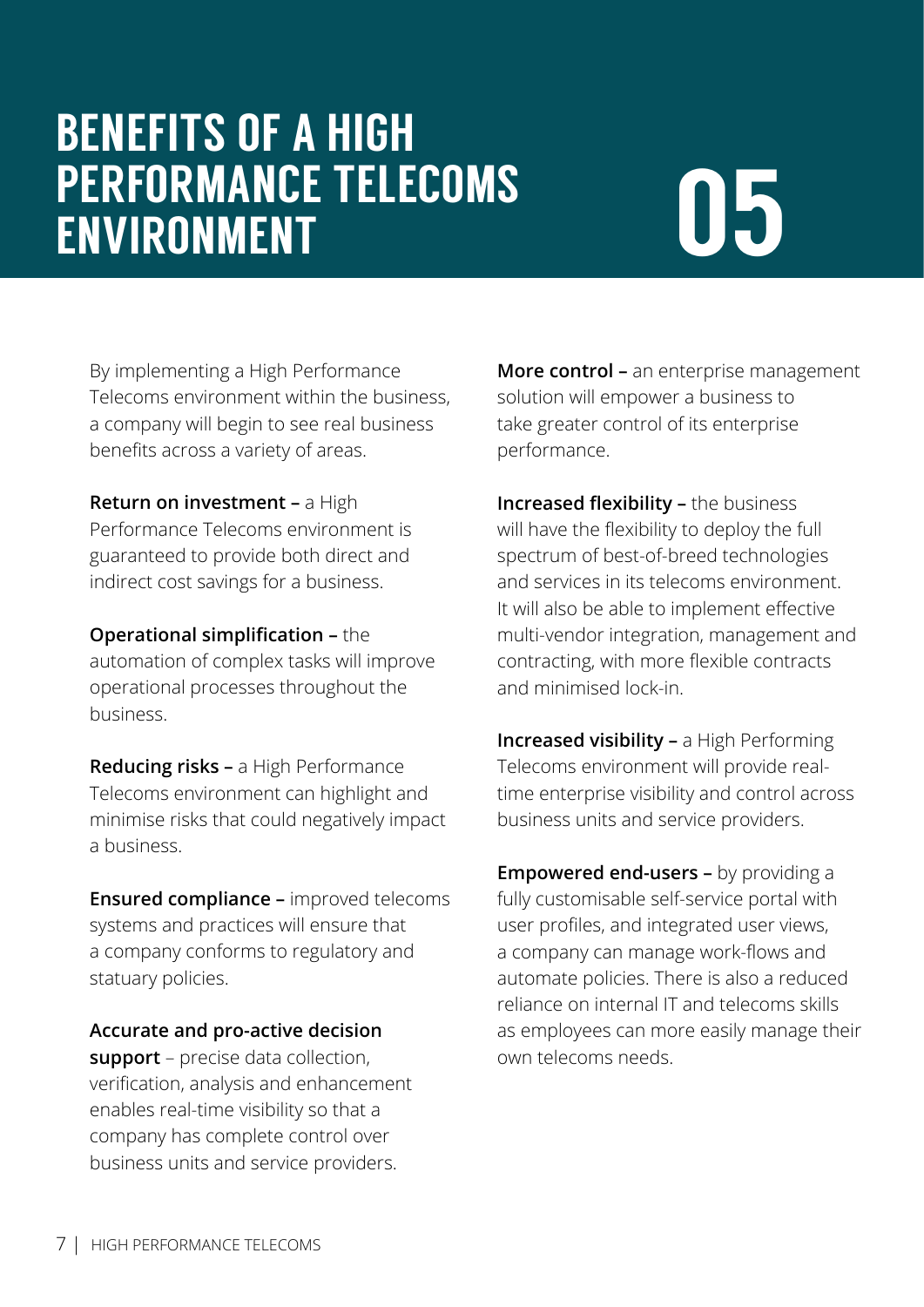# BENEFITS OF A HIGH PERFORMANCE TELECOMS ENVIRONMENT 05

By implementing a High Performance Telecoms environment within the business, a company will begin to see real business benefits across a variety of areas.

**Return on investment –** a High Performance Telecoms environment is guaranteed to provide both direct and indirect cost savings for a business.

**Operational simplification –** the automation of complex tasks will improve operational processes throughout the business.

**Reducing risks –** a High Performance Telecoms environment can highlight and minimise risks that could negatively impact a business.

**Ensured compliance –** improved telecoms systems and practices will ensure that a company conforms to regulatory and statuary policies.

**Accurate and pro-active decision support** – precise data collection, verification, analysis and enhancement enables real-time visibility so that a company has complete control over business units and service providers.

**More control –** an enterprise management solution will empower a business to take greater control of its enterprise performance.

**Increased flexibility –** the business will have the flexibility to deploy the full spectrum of best-of-breed technologies and services in its telecoms environment. It will also be able to implement effective multi-vendor integration, management and contracting, with more flexible contracts and minimised lock-in.

**Increased visibility –** a High Performing Telecoms environment will provide real-time enterprise visibility and control across business units and service providers.

**Empowered end-users –** by providing a fully customisable self-service portal with user profiles, and integrated user views, a company can manage work-flows and automate policies. There is also a reduced reliance on internal IT and telecoms skills as employees can more easily manage their own telecoms needs.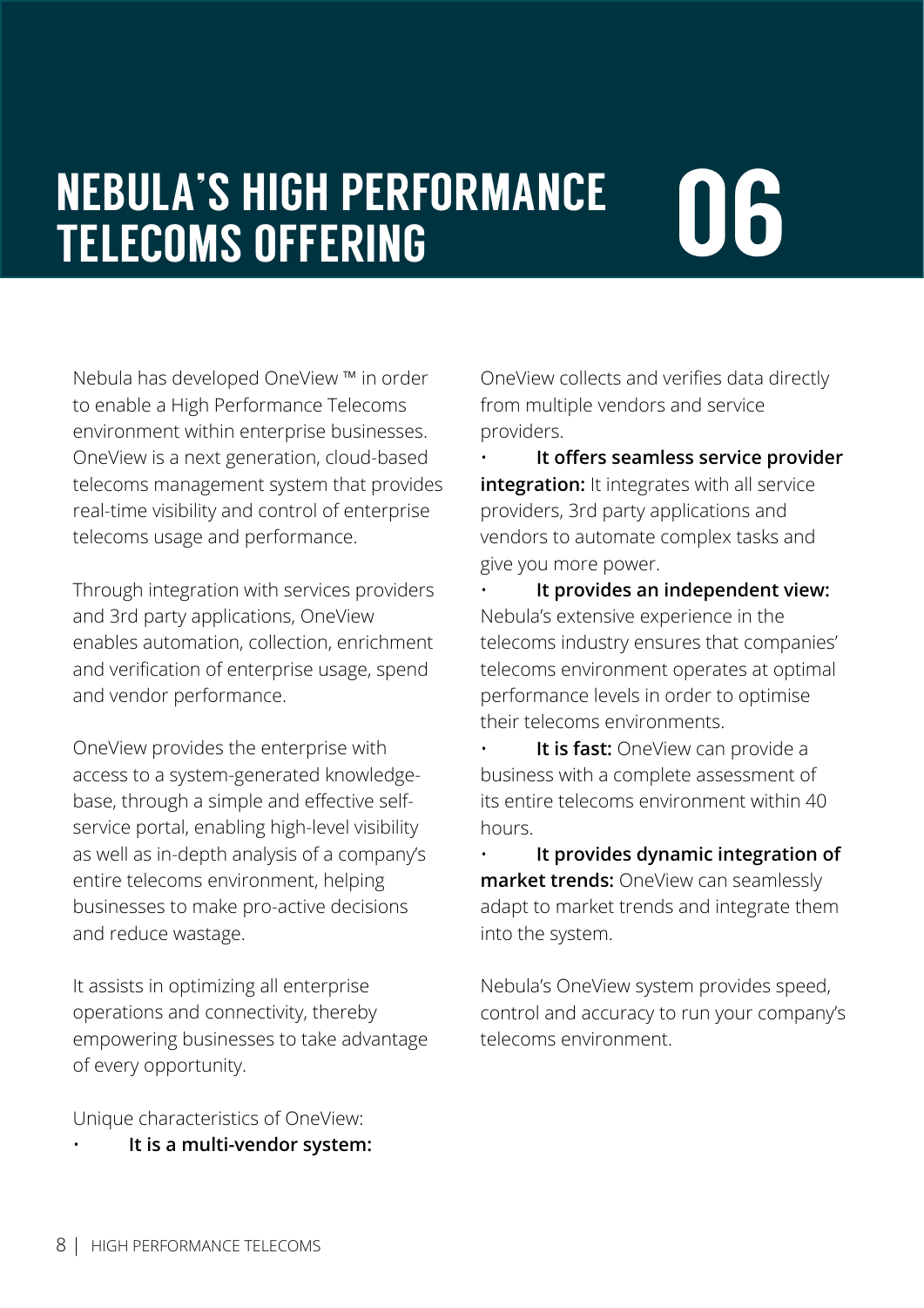# NEBULA'S HIGH PERFORMANCE TELECOMS OFFERING 06

Nebula has developed OneView ™ in order to enable a High Performance Telecoms environment within enterprise businesses. OneView is a next generation, cloud-based telecoms management system that provides real-time visibility and control of enterprise telecoms usage and performance.

Through integration with services providers and 3rd party applications, OneView enables automation, collection, enrichment and verification of enterprise usage, spend and vendor performance.

OneView provides the enterprise with access to a system-generated knowledge-base, through a simple and effective self-service portal, enabling high-level visibility as well as in-depth analysis of a company's entire telecoms environment, helping businesses to make pro-active decisions and reduce wastage.

It assists in optimizing all enterprise operations and connectivity, thereby empowering businesses to take advantage of every opportunity.

Unique characteristics of OneView:

- **It is a multi-vendor system:** OneView collects and verifies data directly from multiple vendors and service providers.
- **It offers seamless service provider integration:** It integrates with all service providers, 3rd party applications and vendors to automate complex tasks and give you more power.
- **It provides an independent view:** Nebula's extensive experience in the telecoms industry ensures that companies' telecoms environment operates at optimal performance levels in order to optimise their telecoms environments.
- **It is fast:** OneView can provide a business with a complete assessment of its entire telecoms environment within 40 hours.
- **It provides dynamic integration of market trends:** OneView can seamlessly adapt to market trends and integrate them into the system.

Nebula's OneView system provides speed, control and accuracy to run your company's telecoms environment.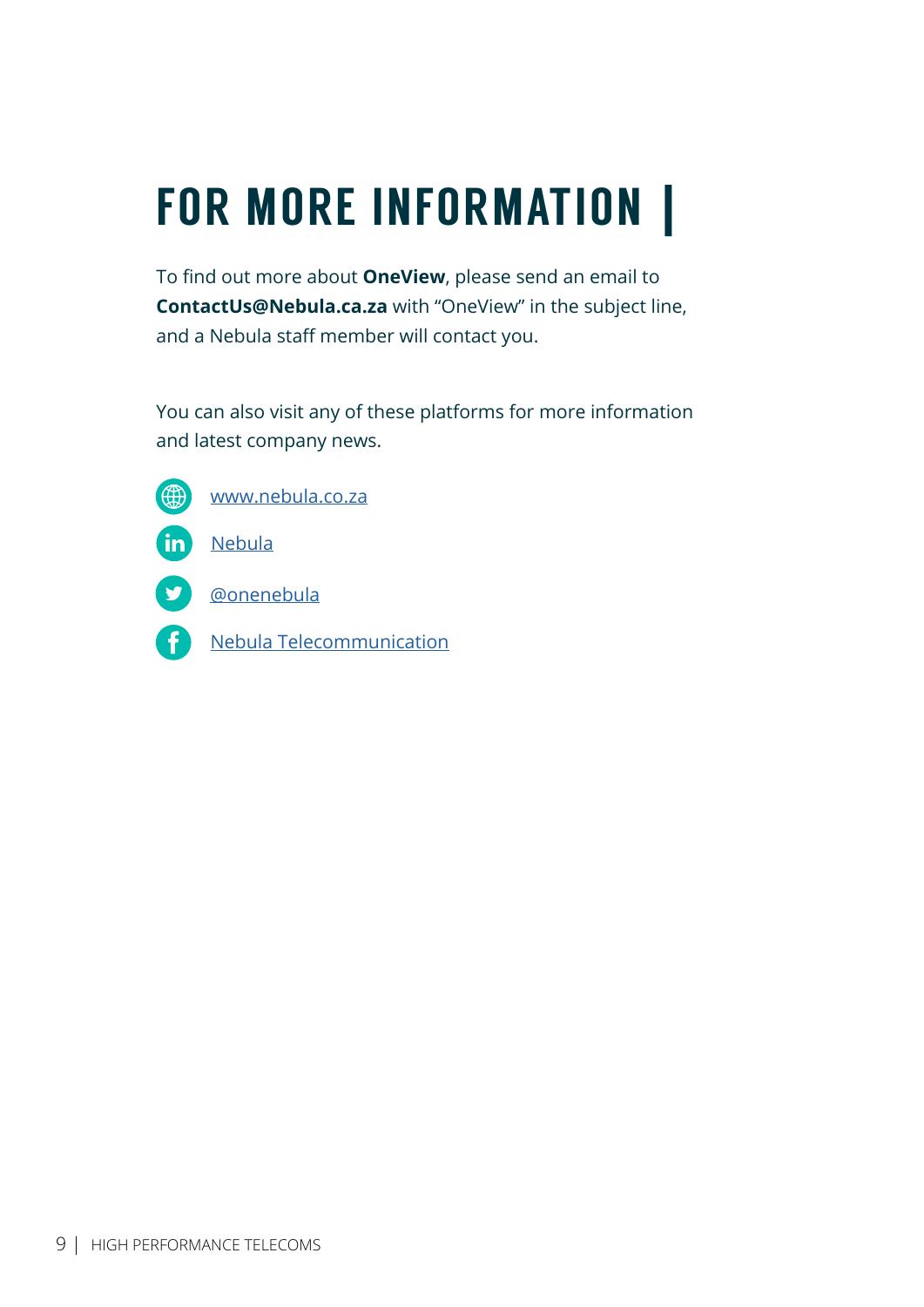# FOR MORE INFORMATION |

To find out more about **OneView**, please send an email to **ContactUs@Nebula.ca.za** with “OneView” in the subject line, and a Nebula staff member will contact you.

You can also visit any of these platforms for more information and latest company news.

- www.nebula.co.za
- Nebula
- @onenebula
- Nebula Telecommunication